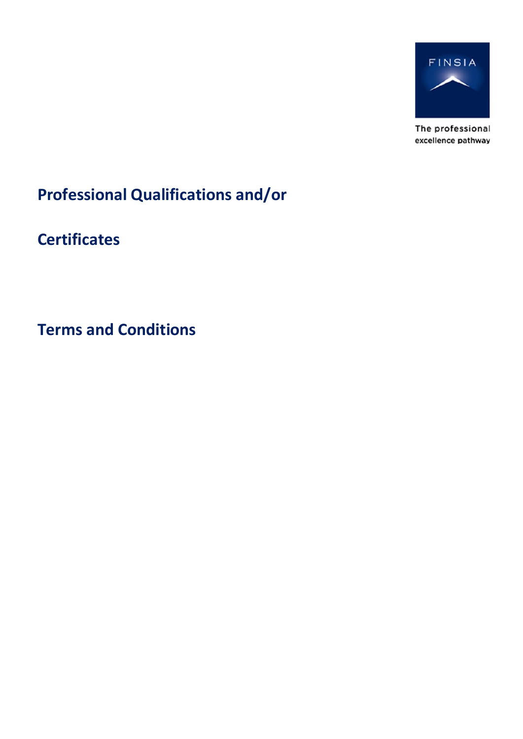FINSIA

The professional excellence pathway

# Professional Qualifications and/or

# Certificates

# Terms and Conditions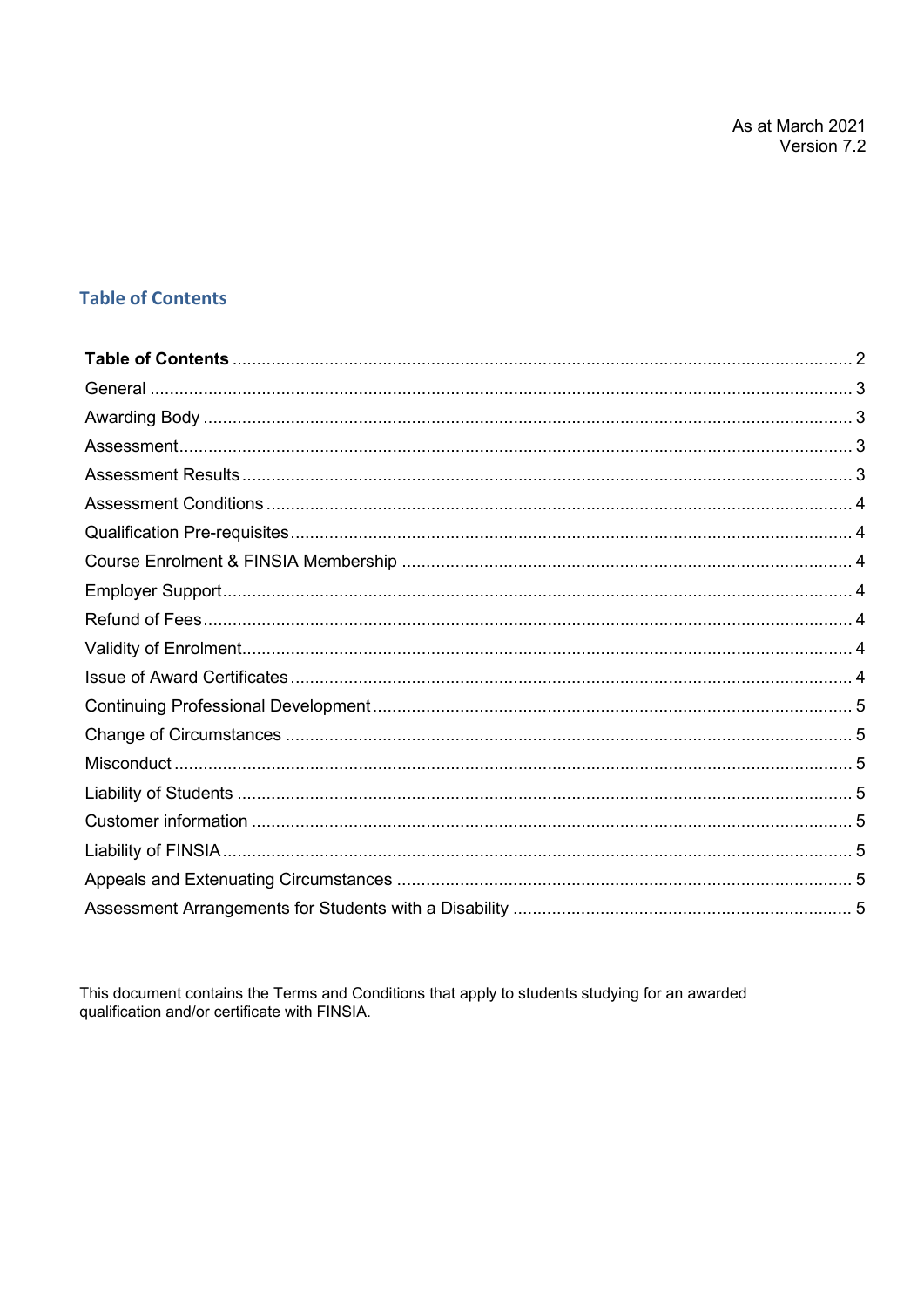As at March 2021
Version 7.2

## Table of Contents

| | |
|---|---|
| **Table of Contents** | 2 |
| General | 3 |
| Awarding Body | 3 |
| Assessment | 3 |
| Assessment Results | 3 |
| Assessment Conditions | 4 |
| Qualification Pre-requisites | 4 |
| Course Enrolment & FINSIA Membership | 4 |
| Employer Support | 4 |
| Refund of Fees | 4 |
| Validity of Enrolment | 4 |
| Issue of Award Certificates | 4 |
| Continuing Professional Development | 5 |
| Change of Circumstances | 5 |
| Misconduct | 5 |
| Liability of Students | 5 |
| Customer information | 5 |
| Liability of FINSIA | 5 |
| Appeals and Extenuating Circumstances | 5 |
| Assessment Arrangements for Students with a Disability | 5 |

This document contains the Terms and Conditions that apply to students studying for an awarded qualification and/or certificate with FINSIA.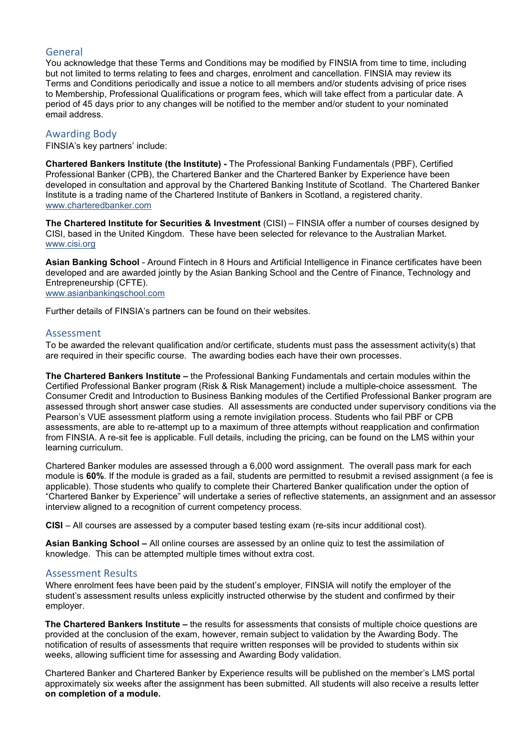## General

You acknowledge that these Terms and Conditions may be modified by FINSIA from time to time, including but not limited to terms relating to fees and charges, enrolment and cancellation. FINSIA may review its Terms and Conditions periodically and issue a notice to all members and/or students advising of price rises to Membership, Professional Qualifications or program fees, which will take effect from a particular date. A period of 45 days prior to any changes will be notified to the member and/or student to your nominated email address.

## Awarding Body

FINSIA's key partners' include:

**Chartered Bankers Institute (the Institute) -** The Professional Banking Fundamentals (PBF), Certified Professional Banker (CPB), the Chartered Banker and the Chartered Banker by Experience have been developed in consultation and approval by the Chartered Banking Institute of Scotland. The Chartered Banker Institute is a trading name of the Chartered Institute of Bankers in Scotland, a registered charity.
www.charteredbanker.com

**The Chartered Institute for Securities & Investment** (CISI) – FINSIA offer a number of courses designed by CISI, based in the United Kingdom. These have been selected for relevance to the Australian Market.
www.cisi.org

**Asian Banking School** - Around Fintech in 8 Hours and Artificial Intelligence in Finance certificates have been developed and are awarded jointly by the Asian Banking School and the Centre of Finance, Technology and Entrepreneurship (CFTE).
www.asianbankingschool.com

Further details of FINSIA's partners can be found on their websites.

## Assessment

To be awarded the relevant qualification and/or certificate, students must pass the assessment activity(s) that are required in their specific course. The awarding bodies each have their own processes.

**The Chartered Bankers Institute –** the Professional Banking Fundamentals and certain modules within the Certified Professional Banker program (Risk & Risk Management) include a multiple-choice assessment. The Consumer Credit and Introduction to Business Banking modules of the Certified Professional Banker program are assessed through short answer case studies. All assessments are conducted under supervisory conditions via the Pearson's VUE assessment platform using a remote invigilation process. Students who fail PBF or CPB assessments, are able to re-attempt up to a maximum of three attempts without reapplication and confirmation from FINSIA. A re-sit fee is applicable. Full details, including the pricing, can be found on the LMS within your learning curriculum.

Chartered Banker modules are assessed through a 6,000 word assignment. The overall pass mark for each module is **60%**. If the module is graded as a fail, students are permitted to resubmit a revised assignment (a fee is applicable). Those students who qualify to complete their Chartered Banker qualification under the option of "Chartered Banker by Experience" will undertake a series of reflective statements, an assignment and an assessor interview aligned to a recognition of current competency process.

**CISI** – All courses are assessed by a computer based testing exam (re-sits incur additional cost).

**Asian Banking School –** All online courses are assessed by an online quiz to test the assimilation of knowledge. This can be attempted multiple times without extra cost.

## Assessment Results

Where enrolment fees have been paid by the student's employer, FINSIA will notify the employer of the student's assessment results unless explicitly instructed otherwise by the student and confirmed by their employer.

**The Chartered Bankers Institute –** the results for assessments that consists of multiple choice questions are provided at the conclusion of the exam, however, remain subject to validation by the Awarding Body. The notification of results of assessments that require written responses will be provided to students within six weeks, allowing sufficient time for assessing and Awarding Body validation.

Chartered Banker and Chartered Banker by Experience results will be published on the member's LMS portal approximately six weeks after the assignment has been submitted. All students will also receive a results letter **on completion of a module.**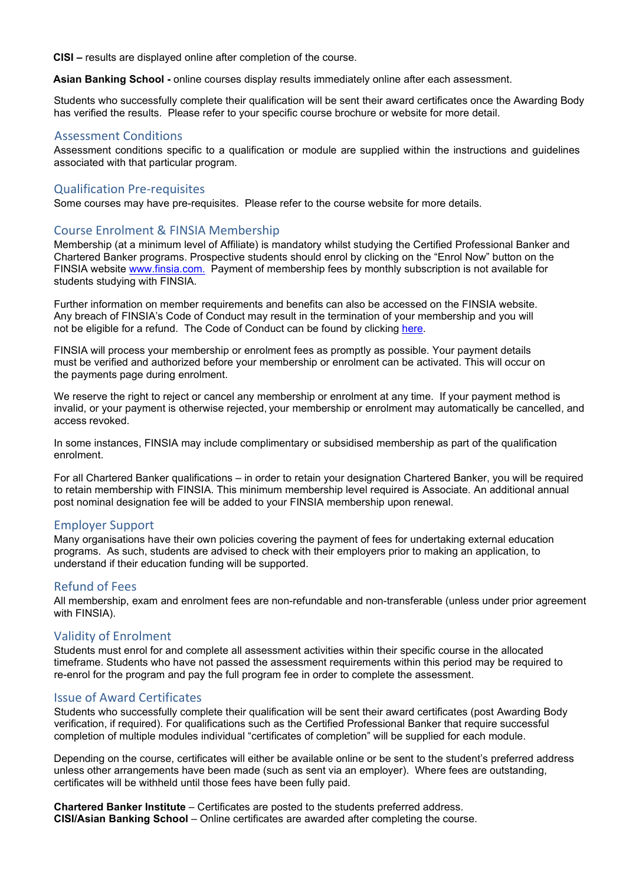**CISI –** results are displayed online after completion of the course.

**Asian Banking School -** online courses display results immediately online after each assessment.

Students who successfully complete their qualification will be sent their award certificates once the Awarding Body has verified the results. Please refer to your specific course brochure or website for more detail.

## Assessment Conditions

Assessment conditions specific to a qualification or module are supplied within the instructions and guidelines associated with that particular program.

## Qualification Pre-requisites

Some courses may have pre-requisites. Please refer to the course website for more details.

## Course Enrolment & FINSIA Membership

Membership (at a minimum level of Affiliate) is mandatory whilst studying the Certified Professional Banker and Chartered Banker programs. Prospective students should enrol by clicking on the "Enrol Now" button on the FINSIA website [www.finsia.com.](www.finsia.com) Payment of membership fees by monthly subscription is not available for students studying with FINSIA.

Further information on member requirements and benefits can also be accessed on the FINSIA website. Any breach of FINSIA's Code of Conduct may result in the termination of your membership and you will not be eligible for a refund. The Code of Conduct can be found by clicking here.

FINSIA will process your membership or enrolment fees as promptly as possible. Your payment details must be verified and authorized before your membership or enrolment can be activated. This will occur on the payments page during enrolment.

We reserve the right to reject or cancel any membership or enrolment at any time. If your payment method is invalid, or your payment is otherwise rejected, your membership or enrolment may automatically be cancelled, and access revoked.

In some instances, FINSIA may include complimentary or subsidised membership as part of the qualification enrolment.

For all Chartered Banker qualifications – in order to retain your designation Chartered Banker, you will be required to retain membership with FINSIA. This minimum membership level required is Associate. An additional annual post nominal designation fee will be added to your FINSIA membership upon renewal.

## Employer Support

Many organisations have their own policies covering the payment of fees for undertaking external education programs. As such, students are advised to check with their employers prior to making an application, to understand if their education funding will be supported.

## Refund of Fees

All membership, exam and enrolment fees are non-refundable and non-transferable (unless under prior agreement with FINSIA).

## Validity of Enrolment

Students must enrol for and complete all assessment activities within their specific course in the allocated timeframe. Students who have not passed the assessment requirements within this period may be required to re-enrol for the program and pay the full program fee in order to complete the assessment.

## Issue of Award Certificates

Students who successfully complete their qualification will be sent their award certificates (post Awarding Body verification, if required). For qualifications such as the Certified Professional Banker that require successful completion of multiple modules individual "certificates of completion" will be supplied for each module.

Depending on the course, certificates will either be available online or be sent to the student's preferred address unless other arrangements have been made (such as sent via an employer). Where fees are outstanding, certificates will be withheld until those fees have been fully paid.

**Chartered Banker Institute** – Certificates are posted to the students preferred address.
**CISI/Asian Banking School** – Online certificates are awarded after completing the course.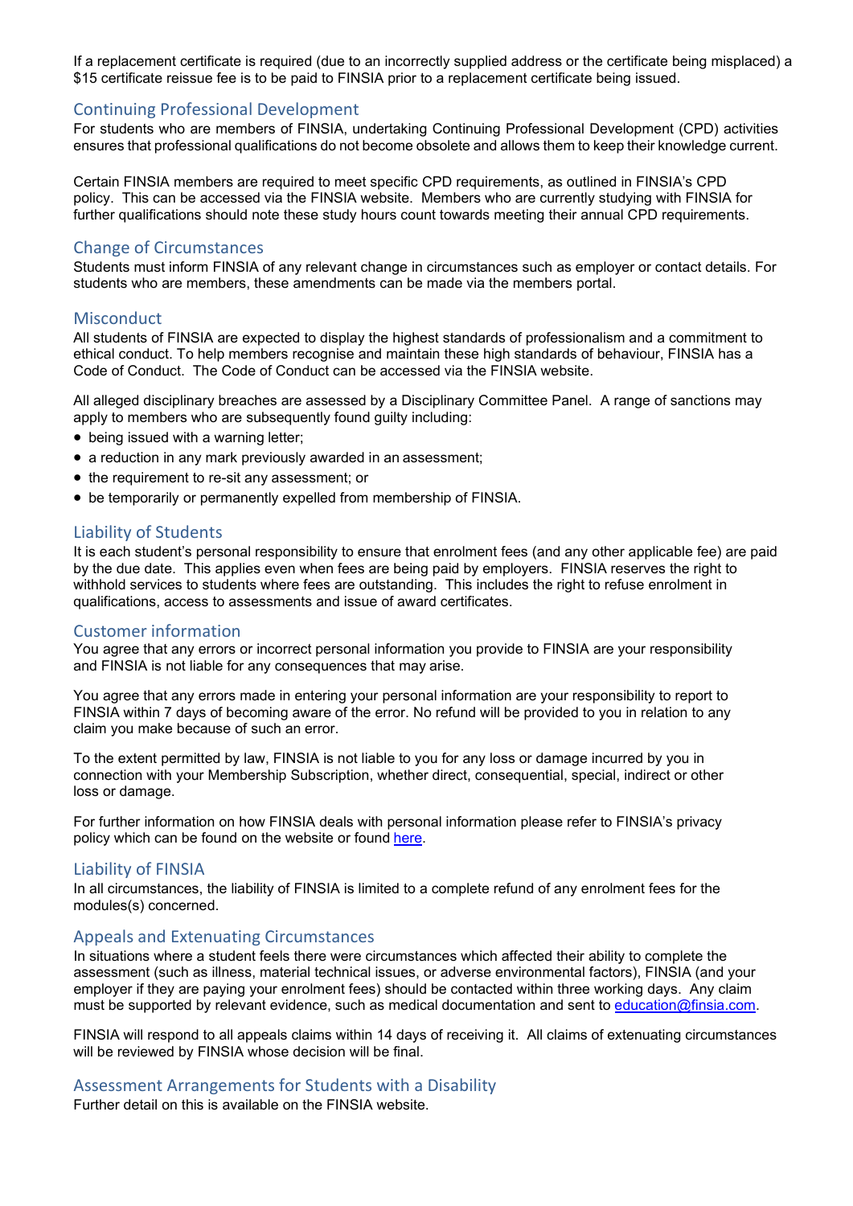If a replacement certificate is required (due to an incorrectly supplied address or the certificate being misplaced) a $15 certificate reissue fee is to be paid to FINSIA prior to a replacement certificate being issued.

## Continuing Professional Development

For students who are members of FINSIA, undertaking Continuing Professional Development (CPD) activities ensures that professional qualifications do not become obsolete and allows them to keep their knowledge current.

Certain FINSIA members are required to meet specific CPD requirements, as outlined in FINSIA's CPD policy. This can be accessed via the FINSIA website. Members who are currently studying with FINSIA for further qualifications should note these study hours count towards meeting their annual CPD requirements.

## Change of Circumstances

Students must inform FINSIA of any relevant change in circumstances such as employer or contact details. For students who are members, these amendments can be made via the members portal.

## Misconduct

All students of FINSIA are expected to display the highest standards of professionalism and a commitment to ethical conduct. To help members recognise and maintain these high standards of behaviour, FINSIA has a Code of Conduct. The Code of Conduct can be accessed via the FINSIA website.

All alleged disciplinary breaches are assessed by a Disciplinary Committee Panel. A range of sanctions may apply to members who are subsequently found guilty including:

- being issued with a warning letter;
- a reduction in any mark previously awarded in an assessment;
- the requirement to re-sit any assessment; or
- be temporarily or permanently expelled from membership of FINSIA.

## Liability of Students

It is each student's personal responsibility to ensure that enrolment fees (and any other applicable fee) are paid by the due date. This applies even when fees are being paid by employers. FINSIA reserves the right to withhold services to students where fees are outstanding. This includes the right to refuse enrolment in qualifications, access to assessments and issue of award certificates.

## Customer information

You agree that any errors or incorrect personal information you provide to FINSIA are your responsibility and FINSIA is not liable for any consequences that may arise.

You agree that any errors made in entering your personal information are your responsibility to report to FINSIA within 7 days of becoming aware of the error. No refund will be provided to you in relation to any claim you make because of such an error.

To the extent permitted by law, FINSIA is not liable to you for any loss or damage incurred by you in connection with your Membership Subscription, whether direct, consequential, special, indirect or other loss or damage.

For further information on how FINSIA deals with personal information please refer to FINSIA's privacy policy which can be found on the website or found here.

## Liability of FINSIA

In all circumstances, the liability of FINSIA is limited to a complete refund of any enrolment fees for the modules(s) concerned.

## Appeals and Extenuating Circumstances

In situations where a student feels there were circumstances which affected their ability to complete the assessment (such as illness, material technical issues, or adverse environmental factors), FINSIA (and your employer if they are paying your enrolment fees) should be contacted within three working days. Any claim must be supported by relevant evidence, such as medical documentation and sent to education@finsia.com.

FINSIA will respond to all appeals claims within 14 days of receiving it. All claims of extenuating circumstances will be reviewed by FINSIA whose decision will be final.

## Assessment Arrangements for Students with a Disability

Further detail on this is available on the FINSIA website.